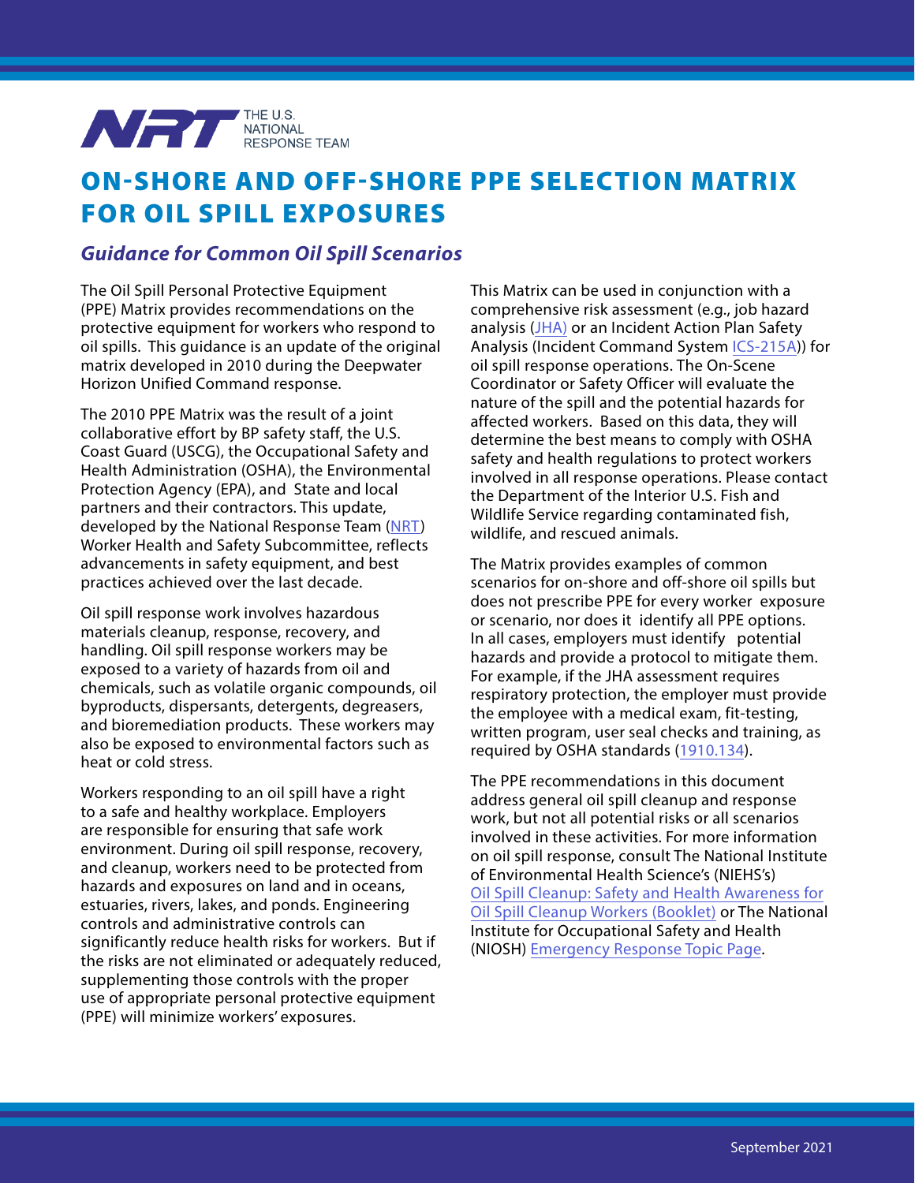THE U.S. NATIONAL RESPONSE TEAM

# ON-SHORE AND OFF-SHORE PPE SELECTION MATRIX FOR OIL SPILL EXPOSURES

## *Guidance for Common Oil Spill Scenarios*

The Oil Spill Personal Protective Equipment (PPE) Matrix provides recommendations on the protective equipment for workers who respond to oil spills. This guidance is an update of the original matrix developed in 2010 during the Deepwater Horizon Unified Command response.

The 2010 PPE Matrix was the result of a joint collaborative effort by BP safety staff, the U.S. Coast Guard (USCG), the Occupational Safety and Health Administration (OSHA), the Environmental Protection Agency (EPA), and State and local partners and their contractors. This update, developed by the National Response Team (NRT) Worker Health and Safety Subcommittee, reflects advancements in safety equipment, and best practices achieved over the last decade.

Oil spill response work involves hazardous materials cleanup, response, recovery, and handling. Oil spill response workers may be exposed to a variety of hazards from oil and chemicals, such as volatile organic compounds, oil byproducts, dispersants, detergents, degreasers, and bioremediation products. These workers may also be exposed to environmental factors such as heat or cold stress.

Workers responding to an oil spill have a right to a safe and healthy workplace. Employers are responsible for ensuring that safe work environment. During oil spill response, recovery, and cleanup, workers need to be protected from hazards and exposures on land and in oceans, estuaries, rivers, lakes, and ponds. Engineering controls and administrative controls can significantly reduce health risks for workers. But if the risks are not eliminated or adequately reduced, supplementing those controls with the proper use of appropriate personal protective equipment (PPE) will minimize workers' exposures.

This Matrix can be used in conjunction with a comprehensive risk assessment (e.g., job hazard analysis (JHA) or an Incident Action Plan Safety Analysis (Incident Command System ICS-215A)) for oil spill response operations. The On-Scene Coordinator or Safety Officer will evaluate the nature of the spill and the potential hazards for affected workers. Based on this data, they will determine the best means to comply with OSHA safety and health regulations to protect workers involved in all response operations. Please contact the Department of the Interior U.S. Fish and Wildlife Service regarding contaminated fish, wildlife, and rescued animals.

The Matrix provides examples of common scenarios for on-shore and off-shore oil spills but does not prescribe PPE for every worker exposure or scenario, nor does it identify all PPE options. In all cases, employers must identify potential hazards and provide a protocol to mitigate them. For example, if the JHA assessment requires respiratory protection, the employer must provide the employee with a medical exam, fit-testing, written program, user seal checks and training, as required by OSHA standards (1910.134).

The PPE recommendations in this document address general oil spill cleanup and response work, but not all potential risks or all scenarios involved in these activities. For more information on oil spill response, consult The National Institute of Environmental Health Science's (NIEHS's) Oil Spill Cleanup: Safety and Health Awareness for Oil Spill Cleanup Workers (Booklet) or The National Institute for Occupational Safety and Health (NIOSH) Emergency Response Topic Page.

September 2021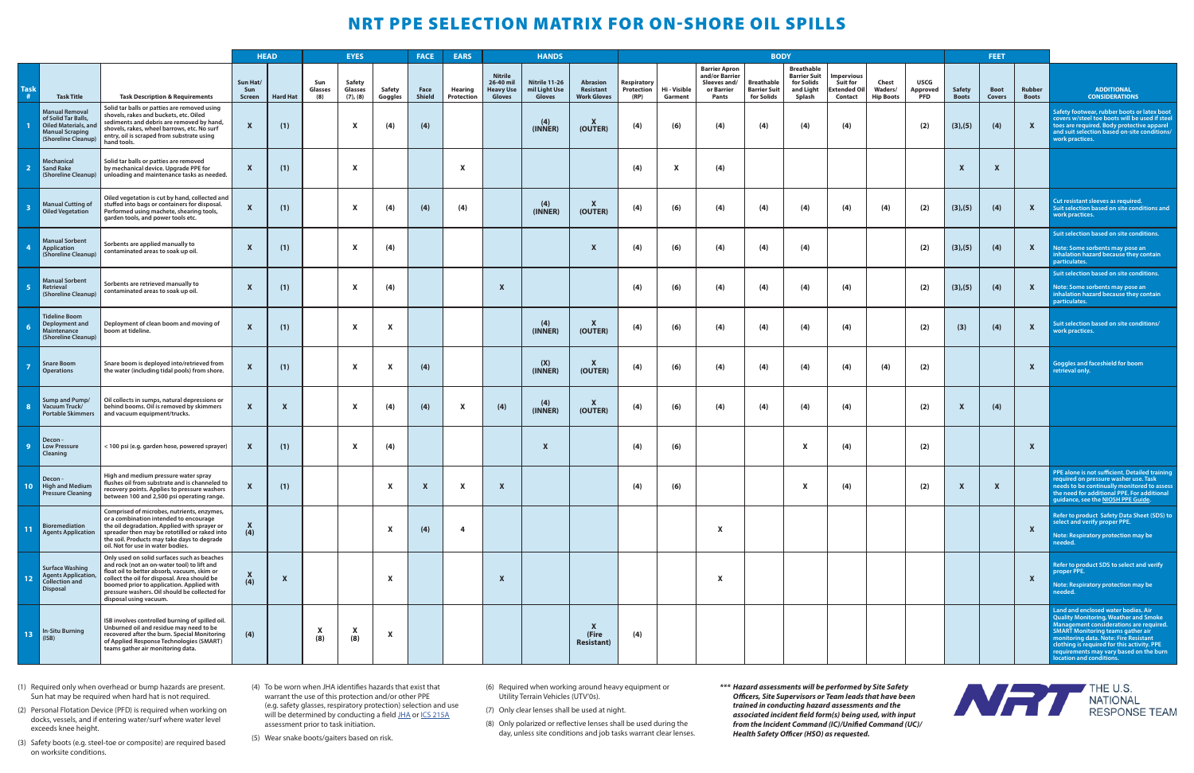# NRT PPE SELECTION MATRIX FOR ON-SHORE OIL SPILLS

| | | | HEAD | | EYES | | | FACE | EARS | HANDS | | | BODY | | | | | | | | FEET | | | |
|---|---|---|---|---|---|---|---|---|---|---|---|---|---|---|---|---|---|---|---|---|---|---|---|---|
| Task # | Task Title | Task Description & Requirements | Sun Hat/ Sun Screen | Hard Hat | Sun Glasses (8) | Safety Glasses (7), (8) | Safety Goggles | Face Shield | Hearing Protection | Nitrile 26-40 mil Heavy Use Gloves | Nitrile 11-26 mil Light Use Gloves | Abrasion Resistant Work Gloves | Respiratory Protection (RP) | Hi - Visible Garment | Barrier Apron and/or Barrier Sleeves and/ or Barrier Pants | Breathable Barrier Suit for Solids | Breathable Barrier Suit for Solids and Light Splash | Impervious Suit for Extended Oil Contact | Chest Waders/ Hip Boots | USCG Approved PFD | Safety Boots | Boot Covers | Rubber Boots | ADDITIONAL CONSIDERATIONS |
| 1 | Manual Removal of Solid Tar Balls, Oiled Materials, and Manual Scraping (Shoreline Cleanup) | Solid tar balls or patties are removed using shovels, rakes and buckets, etc. Oiled sediments and debris are removed by hand, shovels, rakes, wheel barrows, etc. No surf entry, oil is scraped from substrate using hand tools. | X | (1) | | X | (4) | (4) | | | (4) (INNER) | X (OUTER) | (4) | (6) | (4) | (4) | (4) | (4) | | (2) | (3),(5) | (4) | X | Safety footwear, rubber boots or latex boot covers w/steel toe boots will be used if steel toes are required. Body protective apparel and suit selection based on-site conditions/ work practices. |
| 2 | Mechanical Sand Rake (Shoreline Cleanup) | Solid tar balls or patties are removed by mechanical device. Upgrade PPE for unloading and maintenance tasks as needed. | X | (1) | | X | | | X | | | | (4) | X | (4) | | | | | | X | X | | |
| 3 | Manual Cutting of Oiled Vegetation | Oiled vegetation is cut by hand, collected and stuffed into bags or containers for disposal. Performed using machete, shearing tools, garden tools, and power tools etc. | X | (1) | | X | (4) | (4) | (4) | | (4) (INNER) | X (OUTER) | (4) | (6) | (4) | (4) | (4) | (4) | (4) | (2) | (3),(5) | (4) | X | Cut resistant sleeves as required. Suit selection based on site conditions and work practices. |
| 4 | Manual Sorbent Application (Shoreline Cleanup) | Sorbents are applied manually to contaminated areas to soak up oil. | X | (1) | | X | (4) | | | | | X | (4) | (6) | (4) | (4) | (4) | | | (2) | (3),(5) | (4) | X | Suit selection based on site conditions. Note: Some sorbents may pose an inhalation hazard because they contain particulates. |
| 5 | Manual Sorbent Retrieval (Shoreline Cleanup) | Sorbents are retrieved manually to contaminated areas to soak up oil. | X | (1) | | X | (4) | | | X | | | (4) | (6) | (4) | (4) | (4) | (4) | | (2) | (3),(5) | (4) | X | Suit selection based on site conditions. Note: Some sorbents may pose an inhalation hazard because they contain particulates. |
| 6 | Tideline Boom Deployment and Maintenance (Shoreline Cleanup) | Deployment of clean boom and moving of boom at tideline. | X | (1) | | X | X | | | | (4) (INNER) | X (OUTER) | (4) | (6) | (4) | (4) | (4) | (4) | | (2) | (3) | (4) | X | Suit selection based on site conditions/ work practices. |
| 7 | Snare Boom Operations | Snare boom is deployed into/retrieved from the water (including tidal pools) from shore. | X | (1) | | X | X | (4) | | | (X) (INNER) | X (OUTER) | (4) | (6) | (4) | (4) | (4) | (4) | (4) | (2) | | | X | Goggles and faceshield for boom retrieval only. |
| 8 | Sump and Pump/ Vacuum Truck/ Portable Skimmers | Oil collects in sumps, natural depressions or behind booms. Oil is removed by skimmers and vacuum equipment/trucks. | X | X | | X | (4) | (4) | X | (4) | (4) (INNER) | X (OUTER) | (4) | (6) | (4) | (4) | (4) | (4) | | (2) | X | (4) | | |
| 9 | Decon - Low Pressure Cleaning | < 100 psi (e.g. garden hose, powered sprayer) | X | (1) | | X | (4) | | | | X | | (4) | (6) | | | X | (4) | | (2) | | | X | |
| 10 | Decon - High and Medium Pressure Cleaning | High and medium pressure water spray flushes oil from substrate and is channeled to recovery points. Applies to pressure washers between 100 and 2,500 psi operating range. | X | (1) | | | X | X | X | X | | | (4) | (6) | | | X | (4) | | (2) | X | X | | PPE alone is not sufficient. Detailed training required on pressure washer use. Task needs to be continually monitored to assess the need for additional PPE. For additional guidance, see the NIOSH PPE Guide. |
| 11 | Bioremediation Agents Application | Comprised of microbes, nutrients, enzymes, or a combination intended to encourage the oil degradation. Applied with sprayer or spreader then may be rototilled or raked into the soil. Products may take days to degrade oil. Not for use in water bodies. | X (4) | | | | X | (4) | 4 | | | | | | X | | | | | | | | X | Refer to product Safety Data Sheet (SDS) to select and verify proper PPE. Note: Respiratory protection may be needed. |
| 12 | Surface Washing Agents Application, Collection and Disposal | Only used on solid surfaces such as beaches and rock (not an on-water tool) to lift and float oil to better absorb, vacuum, skim or collect the oil for disposal. Area should be boomed prior to application. Applied with pressure washers. Oil should be collected for disposal using vacuum. | X (4) | X | | | X | | | X | | | | | X | | | | | | | | X | Refer to product SDS to select and verify proper PPE. Note: Respiratory protection may be needed. |
| 13 | In-Situ Burning (ISB) | ISB involves controlled burning of spilled oil. Unburned oil and residue may need to be recovered after the burn. Special Monitoring of Applied Response Technologies (SMART) teams gather air monitoring data. | (4) | | X (8) | X (8) | X | | | | | X (Fire Resistant) | (4) | | | | | | | | | | | Land and enclosed water bodies. Air Quality Monitoring, Weather and Smoke Management considerations are required. SMART Monitoring teams gather air monitoring data. Note: Fire Resistant clothing is required for this activity. PPE requirements may vary based on the burn location and conditions. |

(1) Required only when overhead or bump hazards are present. Sun hat may be required when hard hat is not required.

(2) Personal Flotation Device (PFD) is required when working on docks, vessels, and if entering water/surf where water level exceeds knee height.

(3) Safety boots (e.g. steel-toe or composite) are required based on worksite conditions.

(4) To be worn when JHA identifies hazards that exist that warrant the use of this protection and/or other PPE (e.g. safety glasses, respiratory protection) selection and use will be determined by conducting a field JHA or ICS 215A assessment prior to task initiation.

(5) Wear snake boots/gaiters based on risk.

(6) Required when working around heavy equipment or Utility Terrain Vehicles (UTV's).

(7) Only clear lenses shall be used at night.

(8) Only polarized or reflective lenses shall be used during the day, unless site conditions and job tasks warrant clear lenses.

***\*\*\* Hazard assessments will be performed by Site Safety Officers, Site Supervisors or Team leads that have been trained in conducting hazard assessments and the associated incident field form(s) being used, with input from the Incident Command (IC)/Unified Command (UC)/ Health Safety Officer (HSO) as requested.***

NRT THE U.S. NATIONAL RESPONSE TEAM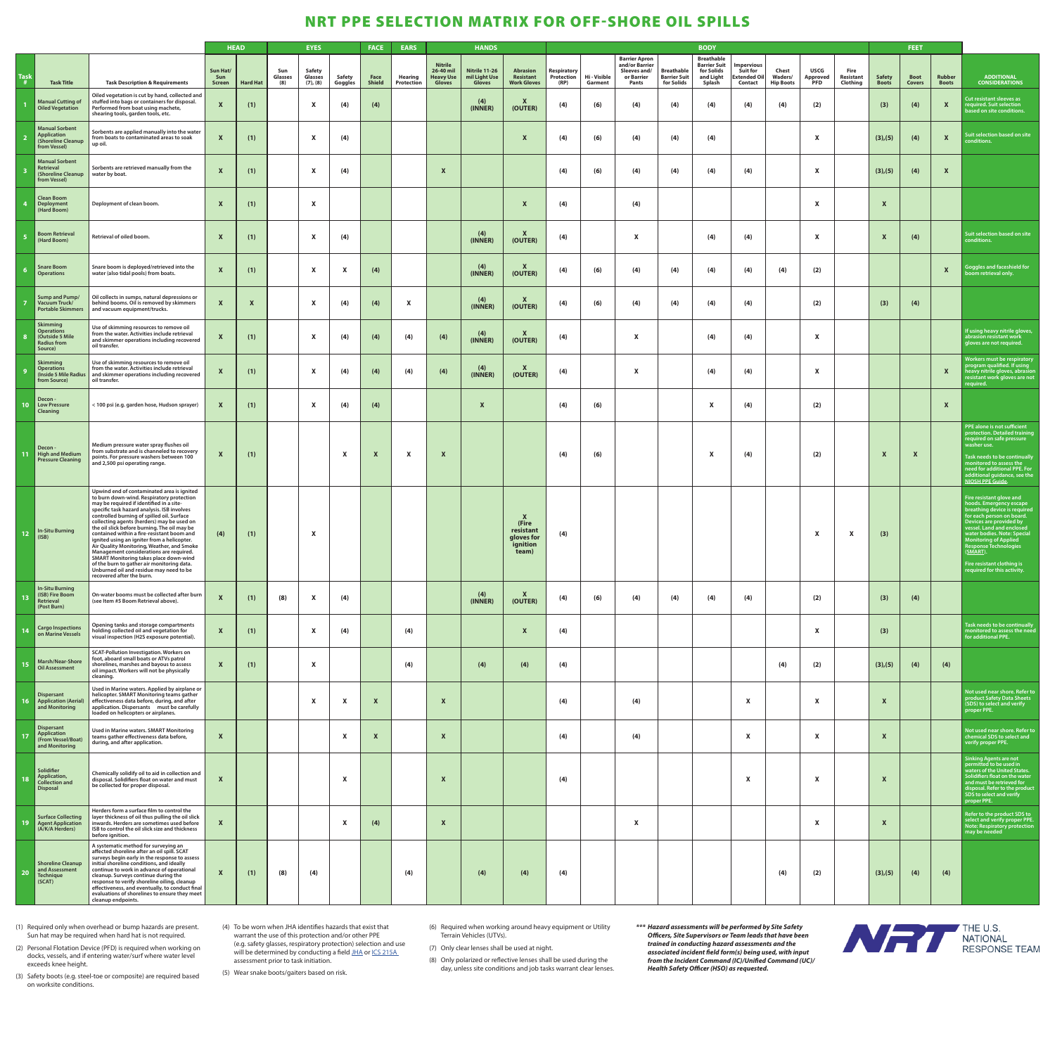# NRT PPE SELECTION MATRIX FOR OFF-SHORE OIL SPILLS

| Task # | Task Title | Task Description & Requirements | HEAD | | EYES | | | FACE | EARS | HANDS | | | BODY | | | | | | | | | FEET | | | |
|---|---|---|---|---|---|---|---|---|---|---|---|---|---|---|---|---|---|---|---|---|---|---|---|---|---|
| | | | Sun Hat/ Sun Screen | Hard Hat | Sun Glasses (8) | Safety Glasses (7), (8) | Safety Goggles | Face Shield | Hearing Protection | Nitrile 26-40 mil Heavy Use Gloves | Nitrile 11-26 mil Light Use Gloves | Abrasion Resistant Work Gloves | Respiratory Protection (RP) | Hi - Visible Garment | Barrier Apron and/or Barrier Sleeves and/ or Barrier Pants | Breathable Barrier Suit for Solids | Breathable Barrier Suit for Solids and Light Splash | Impervious Suit for Extended Oil Contact | Chest Waders/ Hip Boots | USCG Approved PFD | Fire Resistant Clothing | Safety Boots | Boot Covers | Rubber Boots | ADDITIONAL CONSIDERATIONS |
| 1 | Manual Cutting of Oiled Vegetation | Oiled vegetation is cut by hand, collected and stuffed into bags or containers for disposal. Performed from boat using machete, shearing tools, garden tools, etc. | X | (1) | | X | (4) | (4) | | | (4) (INNER) | X (OUTER) | (4) | (6) | (4) | (4) | (4) | (4) | (4) | (2) | | (3) | (4) | X | Cut resistant sleeves as required. Suit selection based on site conditions. |
| 2 | Manual Sorbent Application (Shoreline Cleanup from Vessel) | Sorbents are applied manually into the water from boats to contaminated areas to soak up oil. | X | (1) | | X | (4) | | | | | X | (4) | (6) | (4) | (4) | (4) | | | X | | (3),(5) | (4) | X | Suit selection based on site conditions. |
| 3 | Manual Sorbent Retrieval (Shoreline Cleanup from Vessel) | Sorbents are retrieved manually from the water by boat. | X | (1) | | X | (4) | | | X | | | (4) | (6) | (4) | (4) | (4) | (4) | | X | | (3),(5) | (4) | X | |
| 4 | Clean Boom Deployment (Hard Boom) | Deployment of clean boom. | X | (1) | | X | | | | | | X | (4) | | (4) | | | | | X | | X | | | |
| 5 | Boom Retrieval (Hard Boom) | Retrieval of oiled boom. | X | (1) | | X | (4) | | | | (4) (INNER) | X (OUTER) | (4) | | X | | (4) | (4) | | X | | X | (4) | | Suit selection based on site conditions. |
| 6 | Snare Boom Operations | Snare boom is deployed/retrieved into the water (also tidal pools) from boats. | X | (1) | | X | X | (4) | | | (4) (INNER) | X (OUTER) | (4) | (6) | (4) | (4) | (4) | (4) | (4) | (2) | | | | X | Goggles and faceshield for boom retrieval only. |
| 7 | Sump and Pump/ Vacuum Truck/ Portable Skimmers | Oil collects in sumps, natural depressions or behind booms. Oil is removed by skimmers and vacuum equipment/trucks. | X | X | | X | (4) | (4) | X | | (4) (INNER) | X (OUTER) | (4) | (6) | (4) | (4) | (4) | (4) | | (2) | | (3) | (4) | | |
| 8 | Skimming Operations (Outside 5 Mile Radius from Source) | Use of skimming resources to remove oil from the water. Activities include retrieval and skimmer operations including recovered oil transfer. | X | (1) | | X | (4) | (4) | (4) | (4) | (4) (INNER) | X (OUTER) | (4) | | X | | (4) | (4) | | X | | | | | If using heavy nitrile gloves, abrasion resistant work gloves are not required. |
| 9 | Skimming Operations (Inside 5 Mile Radius from Source) | Use of skimming resources to remove oil from the water. Activities include retrieval and skimmer operations including recovered oil transfer. | X | (1) | | X | (4) | (4) | (4) | (4) | (4) (INNER) | X (OUTER) | (4) | | X | | (4) | (4) | | X | | | | X | Workers must be respiratory program qualified. If using heavy nitrile gloves, abrasion resistant work gloves are not required. |
| 10 | Decon - Low Pressure Cleaning | < 100 psi (e.g. garden hose, Hudson sprayer) | X | (1) | | X | (4) | (4) | | | X | | (4) | (6) | | | X | (4) | | (2) | | | | X | |
| 11 | Decon - High and Medium Pressure Cleaning | Medium pressure water spray flushes oil from substrate and is channeled to recovery points. For pressure washers between 100 and 2,500 psi operating range. | X | (1) | | | X | X | X | X | | | (4) | (6) | | | X | (4) | | (2) | | X | X | | PPE alone is not sufficient protection. Detailed training required on safe pressure washer use. Task needs to be continually monitored to assess the need for additional PPE. For additional guidance, see the NIOSH PPE Guide. |
| 12 | In-Situ Burning (ISB) | Upwind end of contaminated area is ignited to burn down-wind. Respiratory protection may be required if identified in a site-specific task hazard analysis. ISB involves controlled burning of spilled oil. Surface collecting agents (herders) may be used on the oil slick before burning. The oil may be contained within a fire-resistant boom and ignited using an igniter from a helicopter. Air Quality Monitoring, Weather, and Smoke Management considerations are required. SMART Monitoring takes place down-wind of the burn to gather air monitoring data. Unburned oil and residue may need to be recovered after the burn. | (4) | (1) | | X | | | | | | X (Fire resistant gloves for ignition team) | (4) | | | | | | | X | X | (3) | | | Fire resistant glove and hoods. Emergency escape breathing device is required for each person on board. Devices are provided by vessel. Land and enclosed water bodies. Note: Special Monitoring of Applied Response Technologies (SMART). Fire resistant clothing is required for this activity. |
| 13 | In-Situ Burning (ISB) Fire Boom Retrieval (Post Burn) | On-water booms must be collected after burn (see Item #5 Boom Retrieval above). | X | (1) | (8) | X | (4) | | | | (4) (INNER) | X (OUTER) | (4) | (6) | (4) | (4) | (4) | (4) | | (2) | | (3) | (4) | | |
| 14 | Cargo Inspections on Marine Vessels | Opening tanks and storage compartments holding collected oil and vegetation for visual inspection (H2S exposure potential). | X | (1) | | X | (4) | | (4) | | | X | (4) | | | | | | | X | | (3) | | | Task needs to be continually monitored to assess the need for additional PPE. |
| 15 | Marsh/Near-Shore Oil Assessment | SCAT-Pollution Investigation. Workers on foot, aboard small boats or ATVs patrol shorelines, marshes and bayous to assess oil impact. Workers will not be physically cleaning. | X | (1) | | X | | | (4) | | (4) | (4) | (4) | | | | | | (4) | (2) | | (3),(5) | (4) | (4) | |
| 16 | Dispersant Application (Aerial) and Monitoring | Used in Marine waters. Applied by airplane or helicopter. SMART Monitoring teams gather effectiveness data before, during, and after application. Dispersants must be carefully loaded on helicopters or airplanes. | | | | X | X | X | | X | | | (4) | | (4) | | | X | | X | | X | | | Not used near shore. Refer to product Safety Data Sheets (SDS) to select and verify proper PPE. |
| 17 | Dispersant Application (From Vessel/Boat) and Monitoring | Used in Marine waters. SMART Monitoring teams gather effectiveness data before, during, and after application. | X | | | | X | X | | X | | | (4) | | (4) | | | X | | X | | X | | | Not used near shore. Refer to chemical SDS to select and verify proper PPE. |
| 18 | Solidifier Application, Collection and Disposal | Chemically solidify oil to aid in collection and disposal. Solidifiers float on water and must be collected for proper disposal. | X | | | | X | | | X | | | (4) | | | | | X | | X | | X | | | Sinking Agents are not permitted to be used in waters of the United States. Solidifiers float on the water and must be retrieved for disposal. Refer to the product SDS to select and verify proper PPE. |
| 19 | Surface Collecting Agent Application (A/K/A Herders) | Herders form a surface film to control the layer thickness of oil thus pulling the oil slick inwards. Herders are sometimes used before ISB to control the oil slick size and thickness before ignition. | X | | | | X | (4) | | X | | | | | X | | | | | X | | X | | | Refer to the product SDS to select and verify proper PPE. Note: Respiratory protection may be needed |
| 20 | Shoreline Cleanup and Assessment Technique (SCAT) | A systematic method for surveying an affected shoreline after an oil spill. SCAT surveys begin early in the response to assess initial shoreline conditions, and ideally continue to work in advance of operational cleanup. Surveys continue during the response to verify shoreline oiling, cleanup effectiveness, and eventually, to conduct final evaluations of shorelines to ensure they meet cleanup endpoints. | X | (1) | (8) | (4) | | | (4) | | (4) | (4) | (4) | | | | | | (4) | (2) | | (3),(5) | (4) | (4) | |

(1) Required only when overhead or bump hazards are present. Sun hat may be required when hard hat is not required.

(2) Personal Flotation Device (PFD) is required when working on docks, vessels, and if entering water/surf where water level exceeds knee height.

(3) Safety boots (e.g. steel-toe or composite) are required based on worksite conditions.

(4) To be worn when JHA identifies hazards that exist that warrant the use of this protection and/or other PPE (e.g. safety glasses, respiratory protection) selection and use will be determined by conducting a field JHA or ICS 215A assessment prior to task initiation.

(5) Wear snake boots/gaiters based on risk.

(6) Required when working around heavy equipment or Utility Terrain Vehicles (UTVs).

(7) Only clear lenses shall be used at night.

(8) Only polarized or reflective lenses shall be used during the day, unless site conditions and job tasks warrant clear lenses.

***\*\*\* Hazard assessments will be performed by Site Safety Officers, Site Supervisors or Team leads that have been trained in conducting hazard assessments and the associated incident field form(s) being used, with input from the Incident Command (IC)/Unified Command (UC)/ Health Safety Officer (HSO) as requested.***

NRT THE U.S. NATIONAL RESPONSE TEAM